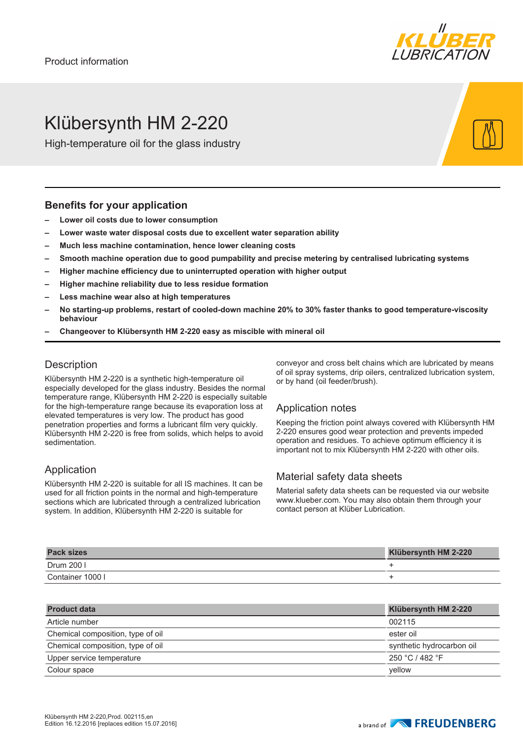Product information

# Klübersynth HM 2-220

High-temperature oil for the glass industry

## Benefits for your application

- **Lower oil costs due to lower consumption**
- **Lower waste water disposal costs due to excellent water separation ability**
- **Much less machine contamination, hence lower cleaning costs**
- **Smooth machine operation due to good pumpability and precise metering by centralised lubricating systems**
- **Higher machine efficiency due to uninterrupted operation with higher output**
- **Higher machine reliability due to less residue formation**
- **Less machine wear also at high temperatures**
- **No starting-up problems, restart of cooled-down machine 20% to 30% faster thanks to good temperature-viscosity behaviour**
- **Changeover to Klübersynth HM 2-220 easy as miscible with mineral oil**

## Description

Klübersynth HM 2-220 is a synthetic high-temperature oil especially developed for the glass industry. Besides the normal temperature range, Klübersynth HM 2-220 is especially suitable for the high-temperature range because its evaporation loss at elevated temperatures is very low. The product has good penetration properties and forms a lubricant film very quickly. Klübersynth HM 2-220 is free from solids, which helps to avoid sedimentation.

## Application

Klübersynth HM 2-220 is suitable for all IS machines. It can be used for all friction points in the normal and high-temperature sections which are lubricated through a centralized lubrication system. In addition, Klübersynth HM 2-220 is suitable for conveyor and cross belt chains which are lubricated by means of oil spray systems, drip oilers, centralized lubrication system, or by hand (oil feeder/brush).

## Application notes

Keeping the friction point always covered with Klübersynth HM 2-220 ensures good wear protection and prevents impeded operation and residues. To achieve optimum efficiency it is important not to mix Klübersynth HM 2-220 with other oils.

## Material safety data sheets

Material safety data sheets can be requested via our website www.klueber.com. You may also obtain them through your contact person at Klüber Lubrication.

| Pack sizes | Klübersynth HM 2-220 |
|---|---|
| Drum 200 l | + |
| Container 1000 l | + |

| Product data | Klübersynth HM 2-220 |
|---|---|
| Article number | 002115 |
| Chemical composition, type of oil | ester oil |
| Chemical composition, type of oil | synthetic hydrocarbon oil |
| Upper service temperature | 250 °C / 482 °F |
| Colour space | yellow |

Klübersynth HM 2-220,Prod. 002115,en
Edition 16.12.2016 [replaces edition 15.07.2016]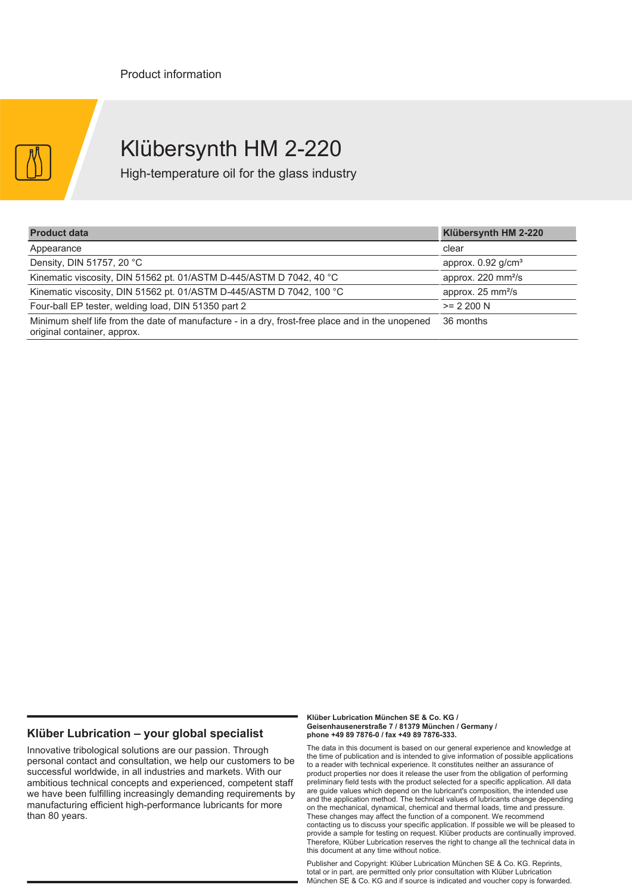Product information

# Klübersynth HM 2-220

High-temperature oil for the glass industry

| Product data | Klübersynth HM 2-220 |
|---|---|
| Appearance | clear |
| Density, DIN 51757, 20 °C | approx. 0.92 g/cm³ |
| Kinematic viscosity, DIN 51562 pt. 01/ASTM D-445/ASTM D 7042, 40 °C | approx. 220 mm²/s |
| Kinematic viscosity, DIN 51562 pt. 01/ASTM D-445/ASTM D 7042, 100 °C | approx. 25 mm²/s |
| Four-ball EP tester, welding load, DIN 51350 part 2 | >= 2 200 N |
| Minimum shelf life from the date of manufacture - in a dry, frost-free place and in the unopened original container, approx. | 36 months |

## Klüber Lubrication – your global specialist

Innovative tribological solutions are our passion. Through personal contact and consultation, we help our customers to be successful worldwide, in all industries and markets. With our ambitious technical concepts and experienced, competent staff we have been fulfilling increasingly demanding requirements by manufacturing efficient high-performance lubricants for more than 80 years.

**Klüber Lubrication München SE & Co. KG / Geisenhausenerstraße 7 / 81379 München / Germany / phone +49 89 7876-0 / fax +49 89 7876-333.**

The data in this document is based on our general experience and knowledge at the time of publication and is intended to give information of possible applications to a reader with technical experience. It constitutes neither an assurance of product properties nor does it release the user from the obligation of performing preliminary field tests with the product selected for a specific application. All data are guide values which depend on the lubricant's composition, the intended use and the application method. The technical values of lubricants change depending on the mechanical, dynamical, chemical and thermal loads, time and pressure. These changes may affect the function of a component. We recommend contacting us to discuss your specific application. If possible we will be pleased to provide a sample for testing on request. Klüber products are continually improved. Therefore, Klüber Lubrication reserves the right to change all the technical data in this document at any time without notice.

Publisher and Copyright: Klüber Lubrication München SE & Co. KG. Reprints, total or in part, are permitted only prior consultation with Klüber Lubrication München SE & Co. KG and if source is indicated and voucher copy is forwarded.